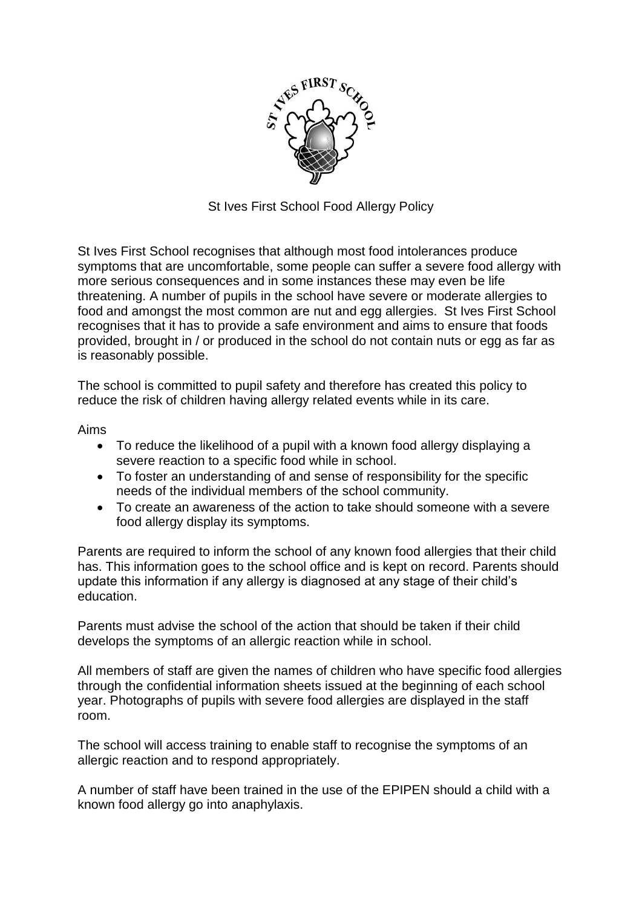# St Ives First School Food Allergy Policy

St Ives First School recognises that although most food intolerances produce symptoms that are uncomfortable, some people can suffer a severe food allergy with more serious consequences and in some instances these may even be life threatening. A number of pupils in the school have severe or moderate allergies to food and amongst the most common are nut and egg allergies. St Ives First School recognises that it has to provide a safe environment and aims to ensure that foods provided, brought in / or produced in the school do not contain nuts or egg as far as is reasonably possible.

The school is committed to pupil safety and therefore has created this policy to reduce the risk of children having allergy related events while in its care.

Aims

- To reduce the likelihood of a pupil with a known food allergy displaying a severe reaction to a specific food while in school.
- To foster an understanding of and sense of responsibility for the specific needs of the individual members of the school community.
- To create an awareness of the action to take should someone with a severe food allergy display its symptoms.

Parents are required to inform the school of any known food allergies that their child has. This information goes to the school office and is kept on record. Parents should update this information if any allergy is diagnosed at any stage of their child's education.

Parents must advise the school of the action that should be taken if their child develops the symptoms of an allergic reaction while in school.

All members of staff are given the names of children who have specific food allergies through the confidential information sheets issued at the beginning of each school year. Photographs of pupils with severe food allergies are displayed in the staff room.

The school will access training to enable staff to recognise the symptoms of an allergic reaction and to respond appropriately.

A number of staff have been trained in the use of the EPIPEN should a child with a known food allergy go into anaphylaxis.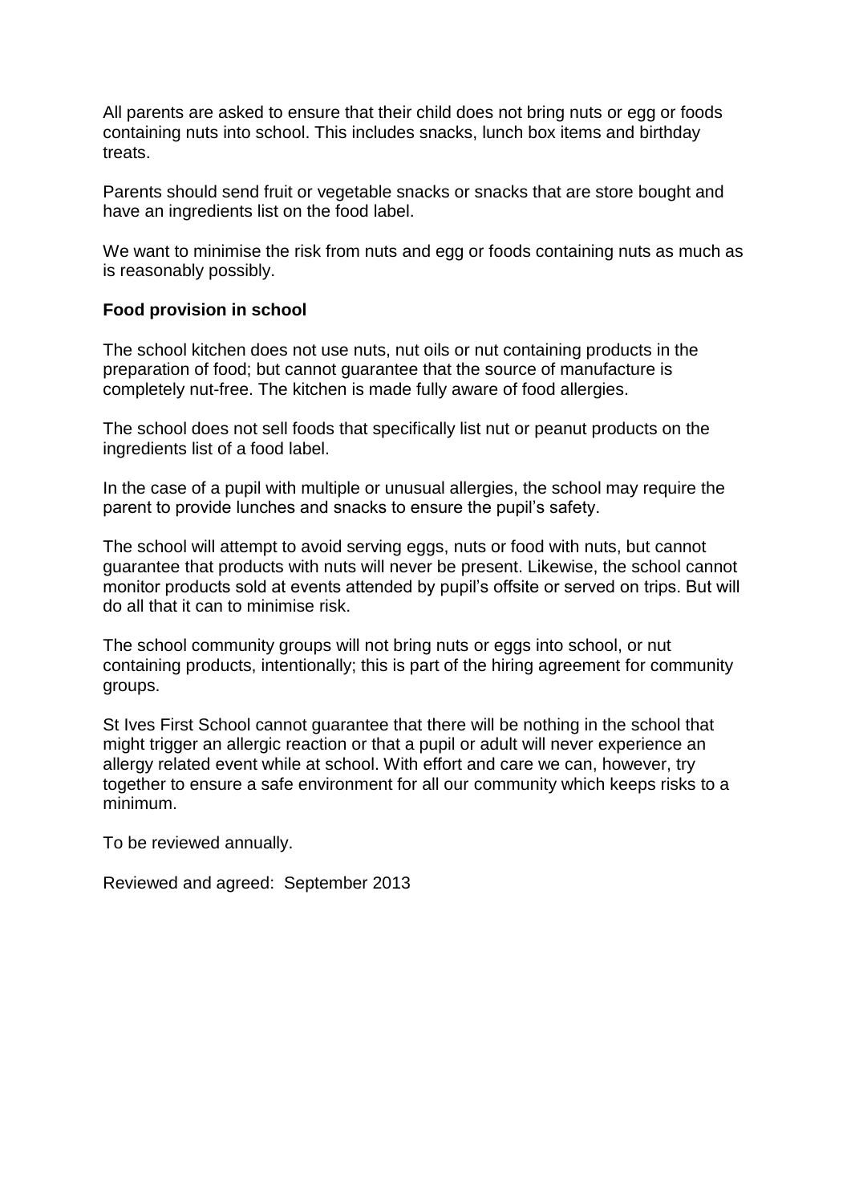All parents are asked to ensure that their child does not bring nuts or egg or foods containing nuts into school. This includes snacks, lunch box items and birthday treats.

Parents should send fruit or vegetable snacks or snacks that are store bought and have an ingredients list on the food label.

We want to minimise the risk from nuts and egg or foods containing nuts as much as is reasonably possibly.

**Food provision in school**

The school kitchen does not use nuts, nut oils or nut containing products in the preparation of food; but cannot guarantee that the source of manufacture is completely nut-free. The kitchen is made fully aware of food allergies.

The school does not sell foods that specifically list nut or peanut products on the ingredients list of a food label.

In the case of a pupil with multiple or unusual allergies, the school may require the parent to provide lunches and snacks to ensure the pupil's safety.

The school will attempt to avoid serving eggs, nuts or food with nuts, but cannot guarantee that products with nuts will never be present. Likewise, the school cannot monitor products sold at events attended by pupil's offsite or served on trips. But will do all that it can to minimise risk.

The school community groups will not bring nuts or eggs into school, or nut containing products, intentionally; this is part of the hiring agreement for community groups.

St Ives First School cannot guarantee that there will be nothing in the school that might trigger an allergic reaction or that a pupil or adult will never experience an allergy related event while at school. With effort and care we can, however, try together to ensure a safe environment for all our community which keeps risks to a minimum.

To be reviewed annually.

Reviewed and agreed: September 2013